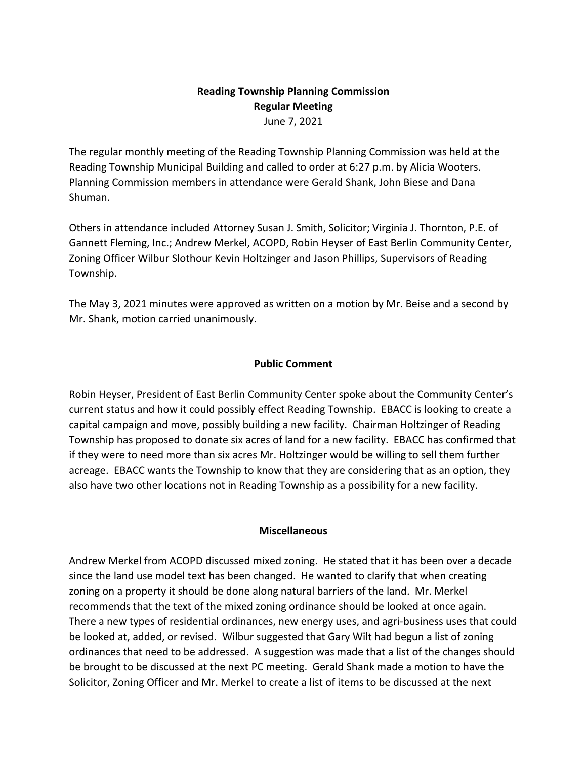**Reading Township Planning Commission**
**Regular Meeting**
June 7, 2021

The regular monthly meeting of the Reading Township Planning Commission was held at the Reading Township Municipal Building and called to order at 6:27 p.m. by Alicia Wooters. Planning Commission members in attendance were Gerald Shank, John Biese and Dana Shuman.

Others in attendance included Attorney Susan J. Smith, Solicitor; Virginia J. Thornton, P.E. of Gannett Fleming, Inc.; Andrew Merkel, ACOPD, Robin Heyser of East Berlin Community Center, Zoning Officer Wilbur Slothour Kevin Holtzinger and Jason Phillips, Supervisors of Reading Township.

The May 3, 2021 minutes were approved as written on a motion by Mr. Beise and a second by Mr. Shank, motion carried unanimously.

## Public Comment

Robin Heyser, President of East Berlin Community Center spoke about the Community Center's current status and how it could possibly effect Reading Township. EBACC is looking to create a capital campaign and move, possibly building a new facility. Chairman Holtzinger of Reading Township has proposed to donate six acres of land for a new facility. EBACC has confirmed that if they were to need more than six acres Mr. Holtzinger would be willing to sell them further acreage. EBACC wants the Township to know that they are considering that as an option, they also have two other locations not in Reading Township as a possibility for a new facility.

## Miscellaneous

Andrew Merkel from ACOPD discussed mixed zoning. He stated that it has been over a decade since the land use model text has been changed. He wanted to clarify that when creating zoning on a property it should be done along natural barriers of the land. Mr. Merkel recommends that the text of the mixed zoning ordinance should be looked at once again. There a new types of residential ordinances, new energy uses, and agri-business uses that could be looked at, added, or revised. Wilbur suggested that Gary Wilt had begun a list of zoning ordinances that need to be addressed. A suggestion was made that a list of the changes should be brought to be discussed at the next PC meeting. Gerald Shank made a motion to have the Solicitor, Zoning Officer and Mr. Merkel to create a list of items to be discussed at the next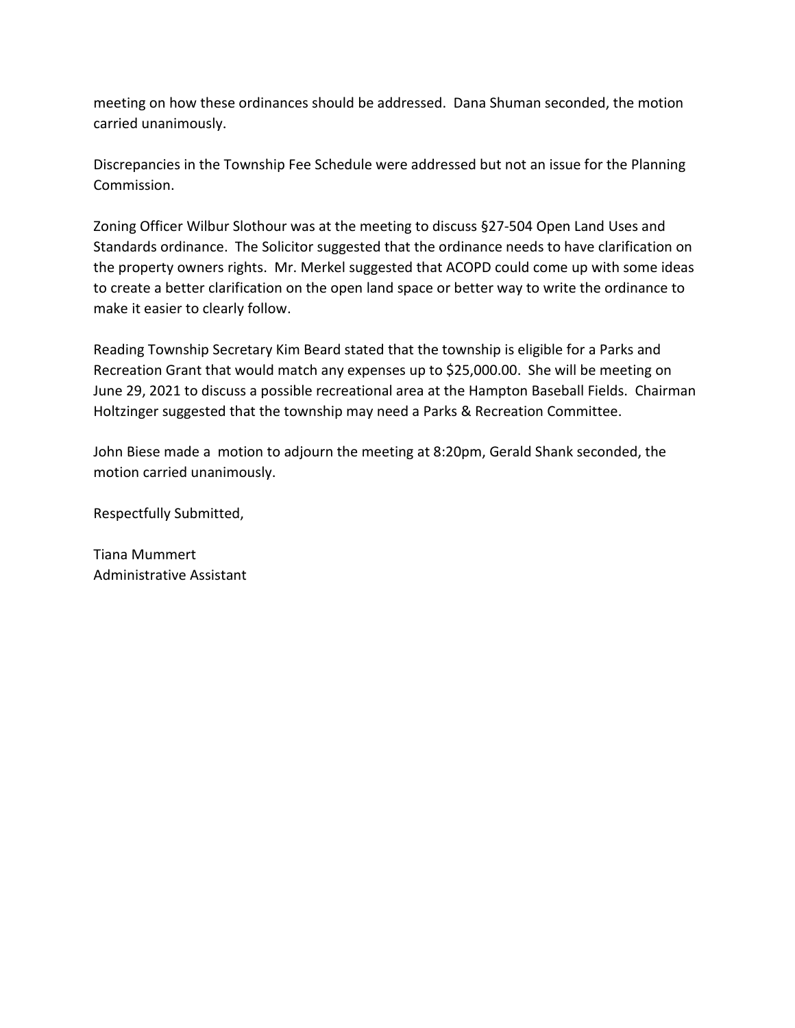meeting on how these ordinances should be addressed. Dana Shuman seconded, the motion carried unanimously.

Discrepancies in the Township Fee Schedule were addressed but not an issue for the Planning Commission.

Zoning Officer Wilbur Slothour was at the meeting to discuss §27-504 Open Land Uses and Standards ordinance. The Solicitor suggested that the ordinance needs to have clarification on the property owners rights. Mr. Merkel suggested that ACOPD could come up with some ideas to create a better clarification on the open land space or better way to write the ordinance to make it easier to clearly follow.

Reading Township Secretary Kim Beard stated that the township is eligible for a Parks and Recreation Grant that would match any expenses up to $25,000.00. She will be meeting on June 29, 2021 to discuss a possible recreational area at the Hampton Baseball Fields. Chairman Holtzinger suggested that the township may need a Parks & Recreation Committee.

John Biese made a motion to adjourn the meeting at 8:20pm, Gerald Shank seconded, the motion carried unanimously.

Respectfully Submitted,

Tiana Mummert
Administrative Assistant